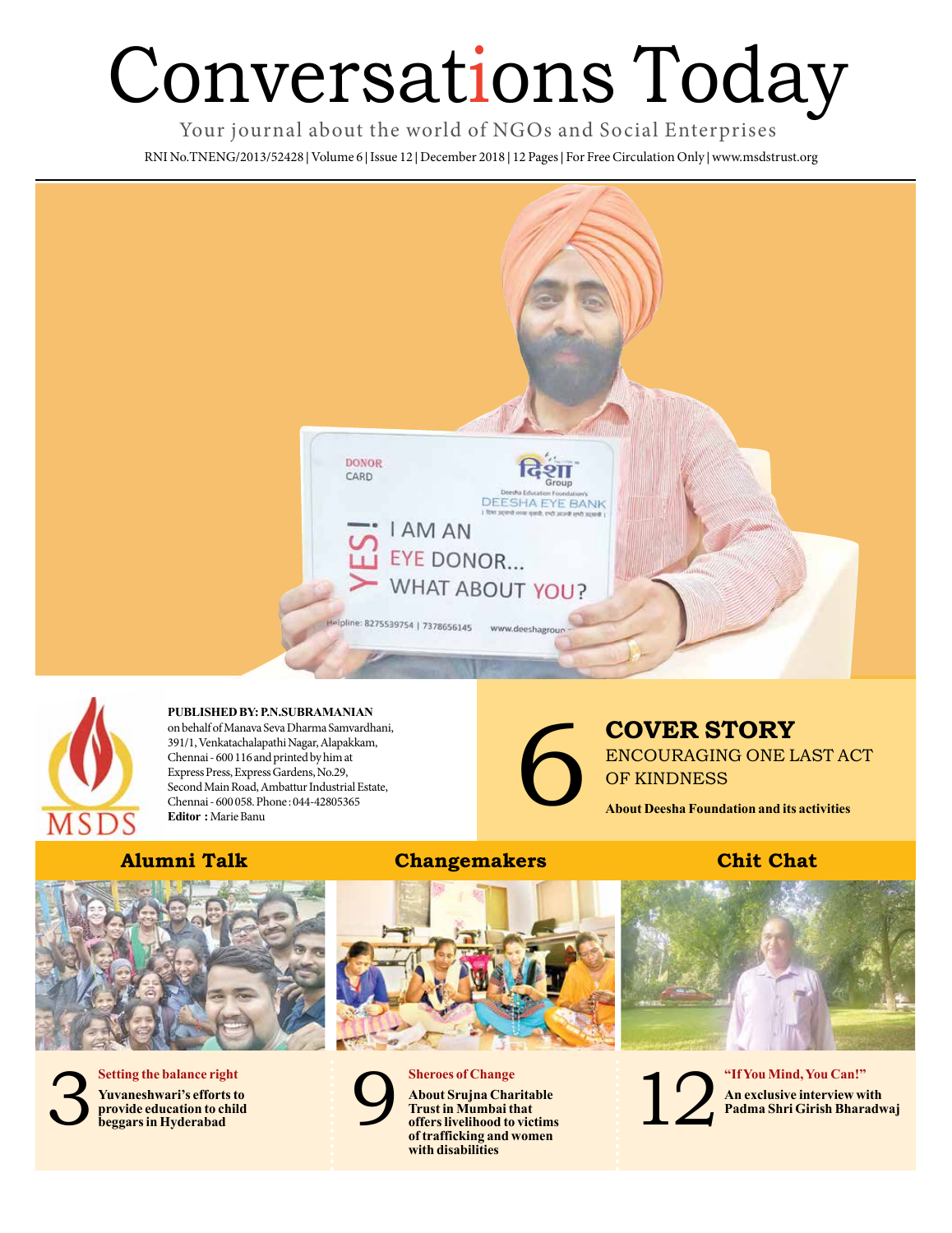# Conversations Today

Your journal about the world of NGOs and Social Enterprises

RNI No.TNENG/2013/52428 | Volume 6 | Issue 12 | December 2018 | 12 Pages | For Free Circulation Only | www.msdstrust.org

**PUBLISHED BY: P.N.SUBRAMANIAN** on behalf of Manava Seva Dharma Samvardhani, 391/1, Venkatachalapathi Nagar, Alapakkam, Chennai - 600 116 and printed by him at Express Press, Express Gardens, No.29, Second Main Road, Ambattur Industrial Estate, Chennai - 600 058. Phone : 044-42805365
**Editor :** Marie Banu

## 6 COVER STORY

ENCOURAGING ONE LAST ACT OF KINDNESS

**About Deesha Foundation and its activities**

## Alumni Talk

### 3 Setting the balance right

**Yuvaneshwari's efforts to provide education to child beggars in Hyderabad**

## Changemakers

### 9 Sheroes of Change

**About Srujna Charitable Trust in Mumbai that offers livelihood to victims of trafficking and women with disabilities**

## Chit Chat

### 12 "If You Mind, You Can!"

**An exclusive interview with Padma Shri Girish Bharadwaj**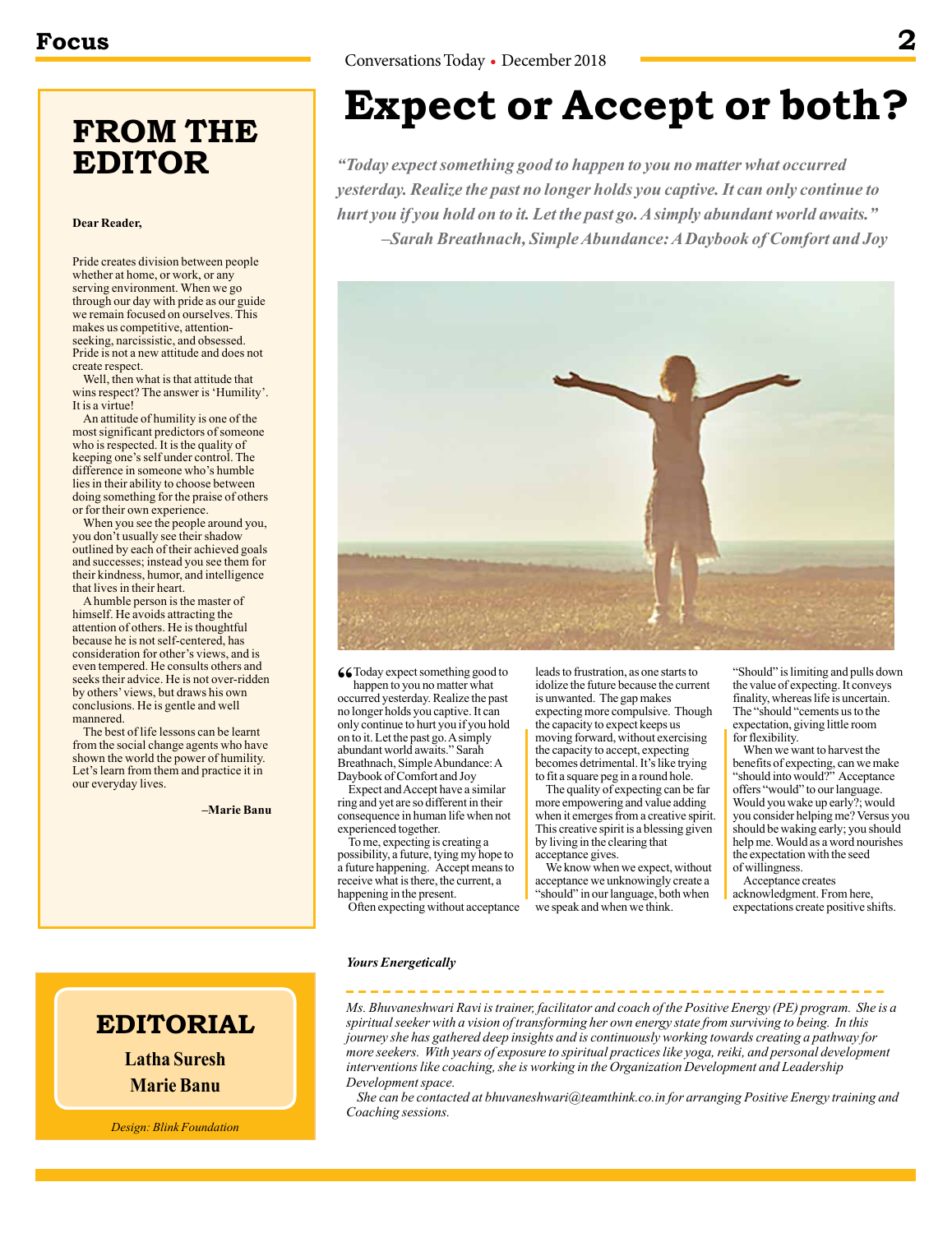# FROM THE EDITOR

**Dear Reader,**

Pride creates division between people whether at home, or work, or any serving environment. When we go through our day with pride as our guide we remain focused on ourselves. This makes us competitive, attention-seeking, narcissistic, and obsessed. Pride is not a new attitude and does not create respect.

Well, then what is that attitude that wins respect? The answer is 'Humility'. It is a virtue!

An attitude of humility is one of the most significant predictors of someone who is respected. It is the quality of keeping one's self under control. The difference in someone who's humble lies in their ability to choose between doing something for the praise of others or for their own experience.

When you see the people around you, you don't usually see their shadow outlined by each of their achieved goals and successes; instead you see them for their kindness, humor, and intelligence that lives in their heart.

A humble person is the master of himself. He avoids attracting the attention of others. He is thoughtful because he is not self-centered, has consideration for other's views, and is even tempered. He consults others and seeks their advice. He is not over-ridden by others' views, but draws his own conclusions. He is gentle and well mannered.

The best of life lessons can be learnt from the social change agents who have shown the world the power of humility. Let's learn from them and practice it in our everyday lives.

**–Marie Banu**

# Expect or Accept or both?

*"Today expect something good to happen to you no matter what occurred yesterday. Realize the past no longer holds you captive. It can only continue to hurt you if you hold on to it. Let the past go. A simply abundant world awaits."*
*–Sarah Breathnach, Simple Abundance: A Daybook of Comfort and Joy*

"Today expect something good to happen to you no matter what occurred yesterday. Realize the past no longer holds you captive. It can only continue to hurt you if you hold on to it. Let the past go. A simply abundant world awaits." Sarah Breathnach, Simple Abundance: A Daybook of Comfort and Joy

Expect and Accept have a similar ring and yet are so different in their consequence in human life when not experienced together.

To me, expecting is creating a possibility, a future, tying my hope to a future happening. Accept means to receive what is there, the current, a happening in the present.

Often expecting without acceptance leads to frustration, as one starts to idolize the future because the current is unwanted. The gap makes expecting more compulsive. Though the capacity to expect keeps us moving forward, without exercising the capacity to accept, expecting becomes detrimental. It's like trying to fit a square peg in a round hole.

The quality of expecting can be far more empowering and value adding when it emerges from a creative spirit. This creative spirit is a blessing given by living in the clearing that acceptance gives.

We know when we expect, without acceptance we unknowingly create a "should" in our language, both when we speak and when we think.

"Should" is limiting and pulls down the value of expecting. It conveys finality, whereas life is uncertain. The "should "cements us to the expectation, giving little room for flexibility.

When we want to harvest the benefits of expecting, can we make "should into would?" Acceptance offers "would" to our language. Would you wake up early?; would you consider helping me? Versus you should be waking early; you should help me. Would as a word nourishes the expectation with the seed of willingness.

Acceptance creates acknowledgment. From here, expectations create positive shifts.

***Yours Energetically***

*Ms. Bhuvaneshwari Ravi is trainer, facilitator and coach of the Positive Energy (PE) program. She is a spiritual seeker with a vision of transforming her own energy state from surviving to being. In this journey she has gathered deep insights and is continuously working towards creating a pathway for more seekers. With years of exposure to spiritual practices like yoga, reiki, and personal development interventions like coaching, she is working in the Organization Development and Leadership Development space.*

*She can be contacted at bhuvaneshwari@teamthink.co.in for arranging Positive Energy training and Coaching sessions.*

## EDITORIAL

**Latha Suresh**
**Marie Banu**

*Design: Blink Foundation*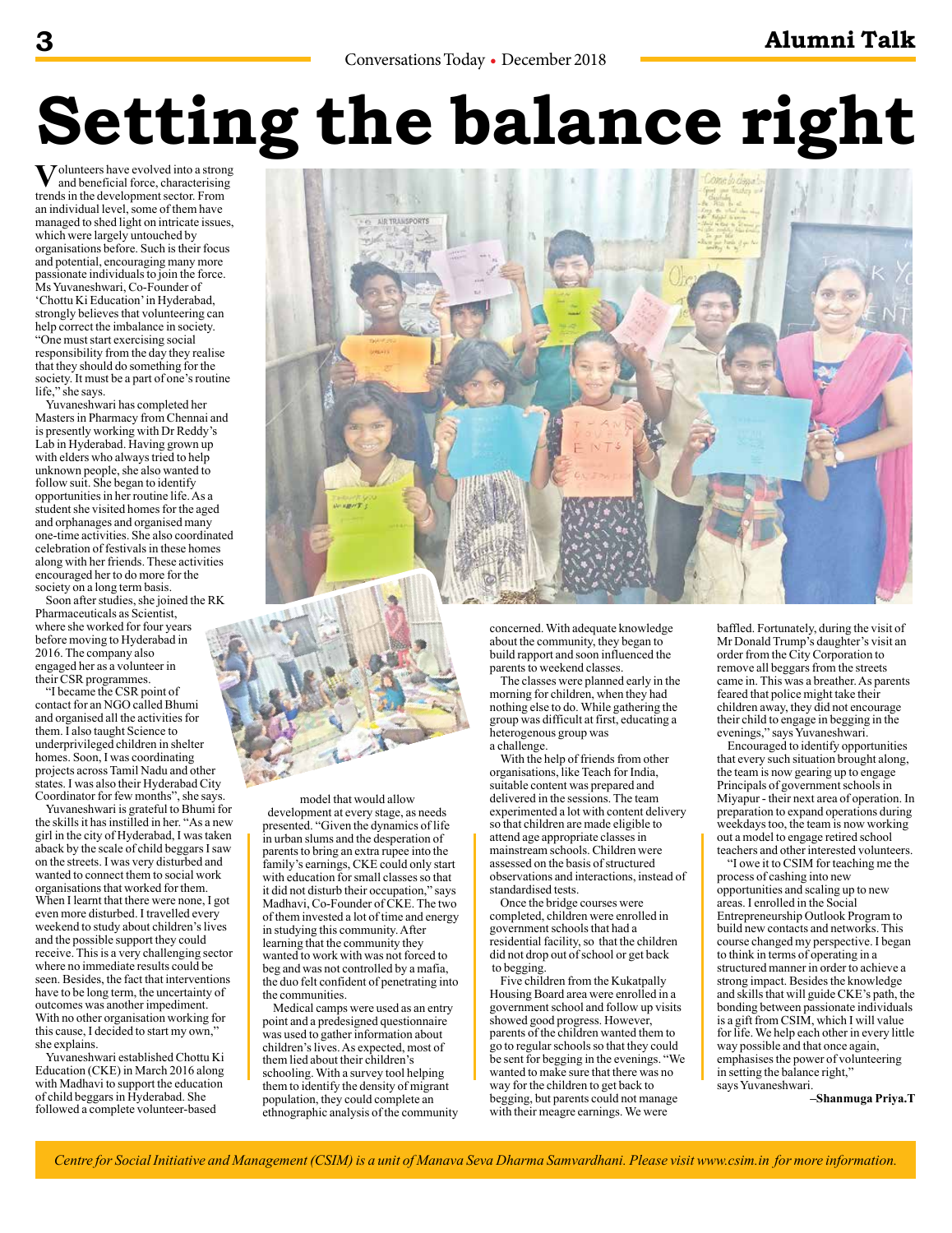# Setting the balance right

Volunteers have evolved into a strong and beneficial force, characterising trends in the development sector. From an individual level, some of them have managed to shed light on intricate issues, which were largely untouched by organisations before. Such is their focus and potential, encouraging many more passionate individuals to join the force. Ms Yuvaneshwari, Co-Founder of 'Chottu Ki Education' in Hyderabad, strongly believes that volunteering can help correct the imbalance in society. "One must start exercising social responsibility from the day they realise that they should do something for the society. It must be a part of one's routine life," she says.

Yuvaneshwari has completed her Masters in Pharmacy from Chennai and is presently working with Dr Reddy's Lab in Hyderabad. Having grown up with elders who always tried to help unknown people, she also wanted to follow suit. She began to identify opportunities in her routine life. As a student she visited homes for the aged and orphanages and organised many one-time activities. She also coordinated celebration of festivals in these homes along with her friends. These activities encouraged her to do more for the society on a long term basis.

Soon after studies, she joined the RK Pharmaceuticals as Scientist, where she worked for four years before moving to Hyderabad in 2016. The company also engaged her as a volunteer in their CSR programmes.

"I became the CSR point of contact for an NGO called Bhumi and organised all the activities for them. I also taught Science to underprivileged children in shelter homes. Soon, I was coordinating projects across Tamil Nadu and other states. I was also their Hyderabad City Coordinator for few months", she says.

Yuvaneshwari is grateful to Bhumi for the skills it has instilled in her. "As a new girl in the city of Hyderabad, I was taken aback by the scale of child beggars I saw on the streets. I was very disturbed and wanted to connect them to social work organisations that worked for them. When I learnt that there were none, I got even more disturbed. I travelled every weekend to study about children's lives and the possible support they could receive. This is a very challenging sector where no immediate results could be seen. Besides, the fact that interventions have to be long term, the uncertainty of outcomes was another impediment. With no other organisation working for this cause, I decided to start my own," she explains.

Yuvaneshwari established Chottu Ki Education (CKE) in March 2016 along with Madhavi to support the education of child beggars in Hyderabad. She followed a complete volunteer-based model that would allow development at every stage, as needs presented. "Given the dynamics of life in urban slums and the desperation of parents to bring an extra rupee into the family's earnings, CKE could only start with education for small classes so that it did not disturb their occupation," says Madhavi, Co-Founder of CKE. The two of them invested a lot of time and energy in studying this community. After learning that the community they wanted to work with was not forced to beg and was not controlled by a mafia, the duo felt confident of penetrating into the communities.

Medical camps were used as an entry point and a predesigned questionnaire was used to gather information about children's lives. As expected, most of them lied about their children's schooling. With a survey tool helping them to identify the density of migrant population, they could complete an ethnographic analysis of the community concerned. With adequate knowledge about the community, they began to build rapport and soon influenced the parents to weekend classes.

The classes were planned early in the morning for children, when they had nothing else to do. While gathering the group was difficult at first, educating a heterogenous group was a challenge.

With the help of friends from other organisations, like Teach for India, suitable content was prepared and delivered in the sessions. The team experimented a lot with content delivery so that children are made eligible to attend age appropriate classes in mainstream schools. Children were assessed on the basis of structured observations and interactions, instead of standardised tests.

Once the bridge courses were completed, children were enrolled in government schools that had a residential facility, so that the children did not drop out of school or get back to begging.

Five children from the Kukatpally Housing Board area were enrolled in a government school and follow up visits showed good progress. However, parents of the children wanted them to go to regular schools so that they could be sent for begging in the evenings. "We wanted to make sure that there was no way for the children to get back to begging, but parents could not manage with their meagre earnings. We were baffled. Fortunately, during the visit of Mr Donald Trump's daughter's visit an order from the City Corporation to remove all beggars from the streets came in. This was a breather. As parents feared that police might take their children away, they did not encourage their child to engage in begging in the evenings," says Yuvaneshwari.

Encouraged to identify opportunities that every such situation brought along, the team is now gearing up to engage Principals of government schools in Miyapur - their next area of operation. In preparation to expand operations during weekdays too, the team is now working out a model to engage retired school teachers and other interested volunteers.

"I owe it to CSIM for teaching me the process of cashing into new opportunities and scaling up to new areas. I enrolled in the Social Entrepreneurship Outlook Program to build new contacts and networks. This course changed my perspective. I began to think in terms of operating in a structured manner in order to achieve a strong impact. Besides the knowledge and skills that will guide CKE's path, the bonding between passionate individuals is a gift from CSIM, which I will value for life. We help each other in every little way possible and that once again, emphasises the power of volunteering in setting the balance right," says Yuvaneshwari.

**–Shanmuga Priya.T**

*Centre for Social Initiative and Management (CSIM) is a unit of Manava Seva Dharma Samvardhani. Please visit www.csim.in for more information.*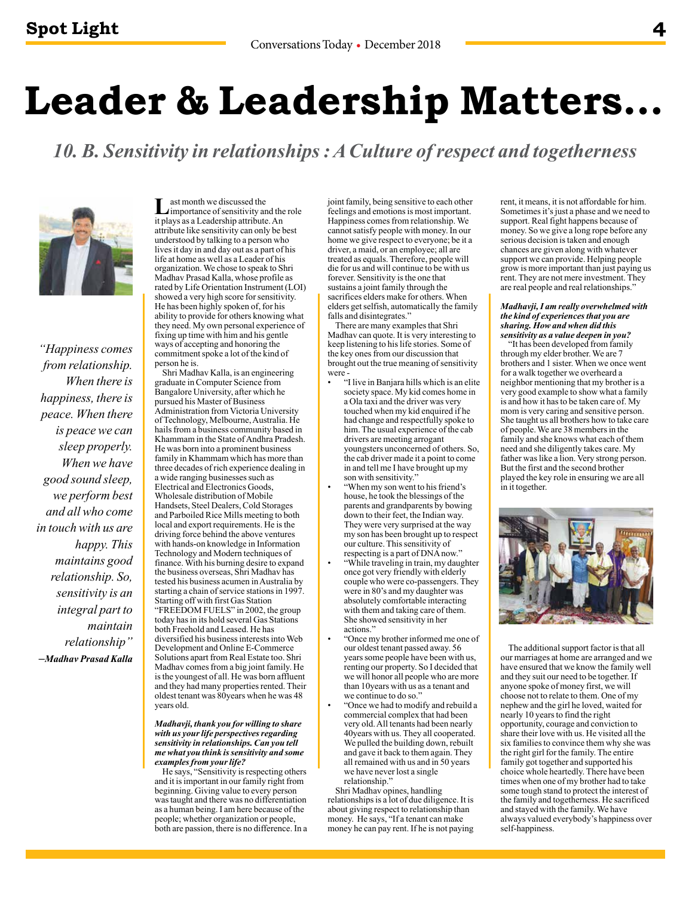# Leader & Leadership Matters...

## *10. B. Sensitivity in relationships : A Culture of respect and togetherness*

*"Happiness comes from relationship. When there is happiness, there is peace. When there is peace we can sleep properly. When we have good sound sleep, we perform best and all who come in touch with us are happy. This maintains good relationship. So, sensitivity is an integral part to maintain relationship"*

***–Madhav Prasad Kalla***

Last month we discussed the importance of sensitivity and the role it plays as a Leadership attribute. An attribute like sensitivity can only be best understood by talking to a person who lives it in day in and day out as a part of his life at home as well as a Leader of his organization. We chose to speak to Shri Madhav Prasad Kalla, whose profile as rated by Life Orientation Instrument (LOI) showed a very high score for sensitivity. He has been highly spoken of, for his ability to provide for others knowing what they need. My own personal experience of fixing up time with him and his gentle ways of accepting and honoring the commitment spoke a lot of the kind of person he is.

Shri Madhav Kalla, is an engineering graduate in Computer Science from Bangalore University, after which he pursued his Master of Business Administration from Victoria University of Technology, Melbourne, Australia. He hails from a business community based in Khammam in the State of Andhra Pradesh. He was born into a prominent business family in Khammam which has more than three decades of rich experience dealing in a wide ranging businesses such as Electrical and Electronics Goods, Wholesale distribution of Mobile Handsets, Steel Dealers, Cold Storages and Parboiled Rice Mills meeting to both local and export requirements. He is the driving force behind the above ventures with hands-on knowledge in Information Technology and Modern techniques of finance. With his burning desire to expand the business overseas, Shri Madhav has tested his business acumen in Australia by starting a chain of service stations in 1997. Starting off with first Gas Station "FREEDOM FUELS" in 2002, the group today has in its hold several Gas Stations both Freehold and Leased. He has diversified his business interests into Web Development and Online E-Commerce Solutions apart from Real Estate too. Shri Madhav comes from a big joint family. He is the youngest of all. He was born affluent and they had many properties rented. Their oldest tenant was 80years when he was 48 years old.

***Madhavji, thank you for willing to share with us your life perspectives regarding sensitivity in relationships. Can you tell me what you think is sensitivity and some examples from your life?***

He says, "Sensitivity is respecting others and it is important in our family right from beginning. Giving value to every person was taught and there was no differentiation as a human being. I am here because of the people; whether organization or people, both are passion, there is no difference. In a joint family, being sensitive to each other feelings and emotions is most important. Happiness comes from relationship. We cannot satisfy people with money. In our home we give respect to everyone; be it a driver, a maid, or an employee; all are treated as equals. Therefore, people will die for us and will continue to be with us forever. Sensitivity is the one that sustains a joint family through the sacrifices elders make for others. When elders get selfish, automatically the family falls and disintegrates."

There are many examples that Shri Madhav can quote. It is very interesting to keep listening to his life stories. Some of the key ones from our discussion that brought out the true meaning of sensitivity were -

- "I live in Banjara hills which is an elite society space. My kid comes home in a Ola taxi and the driver was very touched when my kid enquired if he had change and respectfully spoke to him. The usual experience of the cab drivers are meeting arrogant youngsters unconcerned of others. So, the cab driver made it a point to come in and tell me I have brought up my son with sensitivity."
- "When my son went to his friend's house, he took the blessings of the parents and grandparents by bowing down to their feet, the Indian way. They were very surprised at the way my son has been brought up to respect our culture. This sensitivity of respecting is a part of DNA now."
- "While traveling in train, my daughter once got very friendly with elderly couple who were co-passengers. They were in 80's and my daughter was absolutely comfortable interacting with them and taking care of them. She showed sensitivity in her actions."
- "Once my brother informed me one of our oldest tenant passed away. 56 years some people have been with us, renting our property. So I decided that we will honor all people who are more than 10years with us as a tenant and we continue to do so."
- "Once we had to modify and rebuild a commercial complex that had been very old. All tenants had been nearly 40years with us. They all cooperated. We pulled the building down, rebuilt and gave it back to them again. They all remained with us and in 50 years we have never lost a single relationship."

Shri Madhav opines, handling relationships is a lot of due diligence. It is about giving respect to relationship than money. He says, "If a tenant can make money he can pay rent. If he is not paying rent, it means, it is not affordable for him. Sometimes it's just a phase and we need to support. Real fight happens because of money. So we give a long rope before any serious decision is taken and enough chances are given along with whatever support we can provide. Helping people grow is more important than just paying us rent. They are not mere investment. They are real people and real relationships."

***Madhavji, I am really overwhelmed with the kind of experiences that you are sharing. How and when did this sensitivity as a value deepen in you?***

"It has been developed from family through my elder brother. We are 7 brothers and 1 sister. When we once went for a walk together we overheard a neighbor mentioning that my brother is a very good example to show what a family is and how it has to be taken care of. My mom is very caring and sensitive person. She taught us all brothers how to take care of people. We are 38 members in the family and she knows what each of them need and she diligently takes care. My father was like a lion. Very strong person. But the first and the second brother played the key role in ensuring we are all in it together.

The additional support factor is that all our marriages at home are arranged and we have ensured that we know the family well and they suit our need to be together. If anyone spoke of money first, we will choose not to relate to them. One of my nephew and the girl he loved, waited for nearly 10 years to find the right opportunity, courage and conviction to share their love with us. He visited all the six families to convince them why she was the right girl for the family. The entire family got together and supported his choice whole heartedly. There have been times when one of my brother had to take some tough stand to protect the interest of the family and togetherness. He sacrificed and stayed with the family. We have always valued everybody's happiness over self-happiness.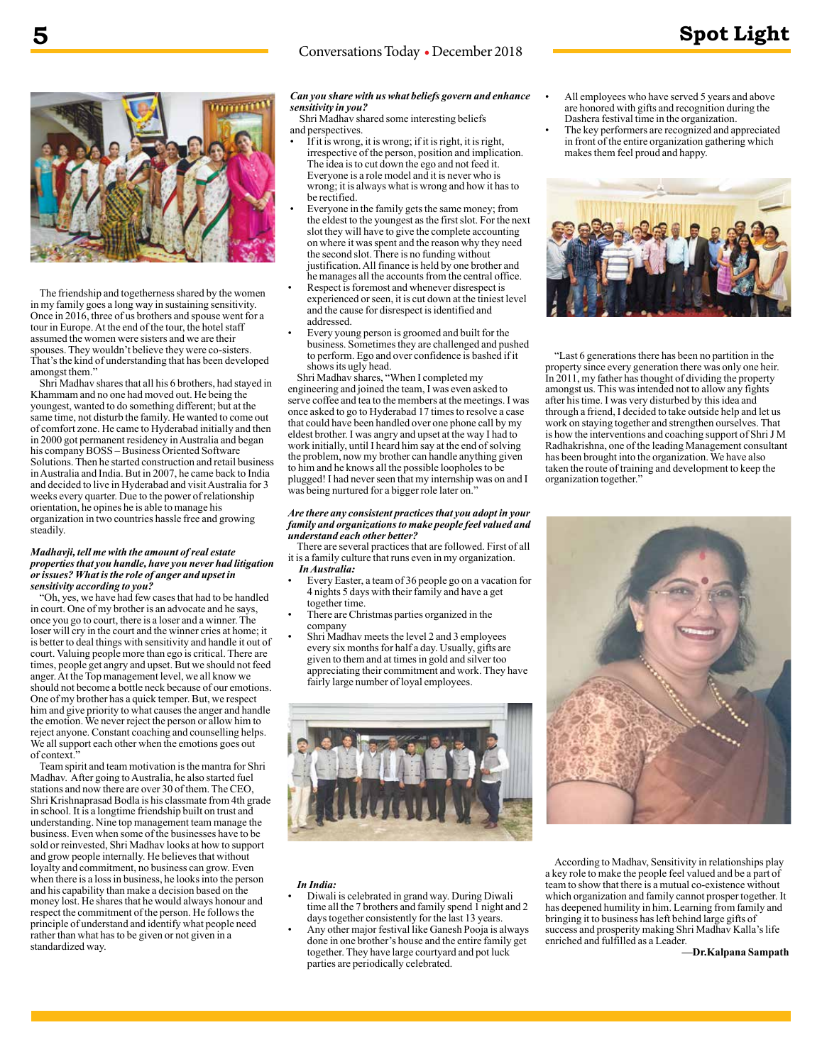The friendship and togetherness shared by the women in my family goes a long way in sustaining sensitivity. Once in 2016, three of us brothers and spouse went for a tour in Europe. At the end of the tour, the hotel staff assumed the women were sisters and we are their spouses. They wouldn't believe they were co-sisters. That's the kind of understanding that has been developed amongst them."

Shri Madhav shares that all his 6 brothers, had stayed in Khammam and no one had moved out. He being the youngest, wanted to do something different; but at the same time, not disturb the family. He wanted to come out of comfort zone. He came to Hyderabad initially and then in 2000 got permanent residency in Australia and began his company BOSS – Business Oriented Software Solutions. Then he started construction and retail business in Australia and India. But in 2007, he came back to India and decided to live in Hyderabad and visit Australia for 3 weeks every quarter. Due to the power of relationship orientation, he opines he is able to manage his organization in two countries hassle free and growing steadily.

***Madhavji, tell me with the amount of real estate properties that you handle, have you never had litigation or issues? What is the role of anger and upset in sensitivity according to you?***

"Oh, yes, we have had few cases that had to be handled in court. One of my brother is an advocate and he says, once you go to court, there is a loser and a winner. The loser will cry in the court and the winner cries at home; it is better to deal things with sensitivity and handle it out of court. Valuing people more than ego is critical. There are times, people get angry and upset. But we should not feed anger. At the Top management level, we all know we should not become a bottle neck because of our emotions. One of my brother has a quick temper. But, we respect him and give priority to what causes the anger and handle the emotion. We never reject the person or allow him to reject anyone. Constant coaching and counselling helps. We all support each other when the emotions goes out of context."

Team spirit and team motivation is the mantra for Shri Madhav. After going to Australia, he also started fuel stations and now there are over 30 of them. The CEO, Shri Krishnaprasad Bodla is his classmate from 4th grade in school. It is a longtime friendship built on trust and understanding. Nine top management team manage the business. Even when some of the businesses have to be sold or reinvested, Shri Madhav looks at how to support and grow people internally. He believes that without loyalty and commitment, no business can grow. Even when there is a loss in business, he looks into the person and his capability than make a decision based on the money lost. He shares that he would always honour and respect the commitment of the person. He follows the principle of understand and identify what people need rather than what has to be given or not given in a standardized way.

***Can you share with us what beliefs govern and enhance sensitivity in you?***

Shri Madhav shared some interesting beliefs and perspectives.

- If it is wrong, it is wrong; if it is right, it is right, irrespective of the person, position and implication. The idea is to cut down the ego and not feed it. Everyone is a role model and it is never who is wrong; it is always what is wrong and how it has to be rectified.
- Everyone in the family gets the same money; from the eldest to the youngest as the first slot. For the next slot they will have to give the complete accounting on where it was spent and the reason why they need the second slot. There is no funding without justification. All finance is held by one brother and he manages all the accounts from the central office.
- Respect is foremost and whenever disrespect is experienced or seen, it is cut down at the tiniest level and the cause for disrespect is identified and addressed.
- Every young person is groomed and built for the business. Sometimes they are challenged and pushed to perform. Ego and over confidence is bashed if it shows its ugly head.

Shri Madhav shares, "When I completed my engineering and joined the team, I was even asked to serve coffee and tea to the members at the meetings. I was once asked to go to Hyderabad 17 times to resolve a case that could have been handled over one phone call by my eldest brother. I was angry and upset at the way I had to work initially, until I heard him say at the end of solving the problem, now my brother can handle anything given to him and he knows all the possible loopholes to be plugged! I had never seen that my internship was on and I was being nurtured for a bigger role later on."

***Are there any consistent practices that you adopt in your family and organizations to make people feel valued and understand each other better?***

There are several practices that are followed. First of all it is a family culture that runs even in my organization.

***In Australia:***

- Every Easter, a team of 36 people go on a vacation for 4 nights 5 days with their family and have a get together time.
- There are Christmas parties organized in the company
- Shri Madhav meets the level 2 and 3 employees every six months for half a day. Usually, gifts are given to them and at times in gold and silver too appreciating their commitment and work. They have fairly large number of loyal employees.

***In India:***

- Diwali is celebrated in grand way. During Diwali time all the 7 brothers and family spend 1 night and 2 days together consistently for the last 13 years.
- Any other major festival like Ganesh Pooja is always done in one brother's house and the entire family get together. They have large courtyard and pot luck parties are periodically celebrated.
- All employees who have served 5 years and above are honored with gifts and recognition during the Dashera festival time in the organization.
- The key performers are recognized and appreciated in front of the entire organization gathering which makes them feel proud and happy.

"Last 6 generations there has been no partition in the property since every generation there was only one heir. In 2011, my father has thought of dividing the property amongst us. This was intended not to allow any fights after his time. I was very disturbed by this idea and through a friend, I decided to take outside help and let us work on staying together and strengthen ourselves. That is how the interventions and coaching support of Shri J M Radhakrishna, one of the leading Management consultant has been brought into the organization. We have also taken the route of training and development to keep the organization together."

According to Madhav, Sensitivity in relationships play a key role to make the people feel valued and be a part of team to show that there is a mutual co-existence without which organization and family cannot prosper together. It has deepened humility in him. Learning from family and bringing it to business has left behind large gifts of success and prosperity making Shri Madhav Kalla's life enriched and fulfilled as a Leader.

**—Dr.Kalpana Sampath**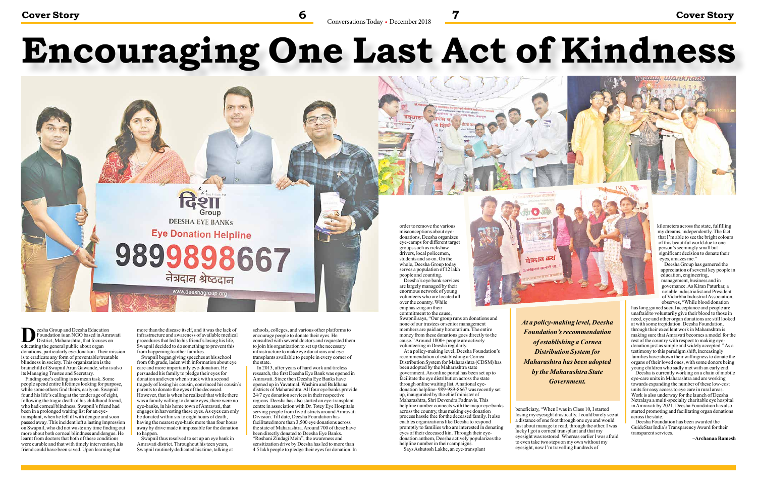# Encouraging One Last Act of Kindness

Deesha Group and Deesha Education Foundation is an NGO based in Amravati District, Maharashtra, that focuses on educating the general public about organ donations, particularly eye donation. Their mission is to eradicate any form of preventable/treatable blindness in society. This organization is the brainchild of Swapnil Arun Gawande, who is also its Managing Trustee and Secretary.

Finding one's calling is no mean task. Some people spend entire lifetimes looking for purpose, while some others find theirs, early on. Swapnil found his life's calling at the tender age of eight, following the tragic death of his childhood friend, who had corneal blindness. Swapnil's friend had been in a prolonged waiting list for an eye-transplant, when he fell ill with dengue and soon passed away. This incident left a lasting impression on Swapnil, who did not waste any time finding out more about both corneal blindness and dengue. He learnt from doctors that both of these conditions were curable and that with timely intervention, his friend could have been saved. Upon learning that more than the disease itself, and it was the lack of infrastructure and awareness of available medical procedures that led to his friend's losing his life, Swapnil decided to do something to prevent this from happening to other families.

Swapnil began giving speeches at his school from 6th grade, laden with information about eye care and more importantly eye-donation. He persuaded his family to pledge their eyes for donation and even when struck with a second tragedy of losing his cousin, convinced his cousin's parents to donate the eyes of the deceased. However, that is when he realized that while there were no eye-banks, in his home town of Amravati, that engages in harvesting these eyes. As eyes can only be donated within six to eight hours of death, having the nearest eye-bank more than four hours away by drive made it impossible for the donation to happen.

Swapnil thus resolved to set up an eye bank in Amravati district. Throughout his teen years, Swapnil routinely dedicated his time, talking at schools, colleges, and various other platforms to encourage people to donate their eyes. He consulted with several doctors and requested them to join his organization to set up the necessary infrastructure to make eye donations and eye transplants available to people in every corner of the state.

In 2013, after years of hard work and tireless research, the first Deesha Eye Bank was opened in Amravati. Since then Deesha Eye Banks have opened up in Yavatmal, Washim and Buldhana districts of Maharashtra. All four eye banks provide 24/7 eye donation services in their respective regions. Deesha has also started an eye-transplant centre in association with Dr. Totey Eye Hospitals serving people from five districts around Amravati Division. Till date, Deesha Foundation has facilitated more than 3,500 eye donations across the state of Maharashtra. Around 700 of these have been directly donated to Deesha Eye Banks. "Roshani Zindagi Mein", the awareness and sensitization drive by Deesha has led to more than 4.5 lakh people to pledge their eyes for donation. In order to remove the various misconceptions about eye-donations, Deesha organizes eye-camps for different target groups such as rickshaw drivers, local policemen, students and so on. On the whole, Deesha Group today serves a population of 12 lakh people and counting.

Deesha's eye bank services are largely managed by their enormous network of young volunteers who are located all over the country. While emphasizing on their commitment to the cause, Swapnil says, "Our group runs on donations and none of our trustees or senior management members are paid any honorarium. The entire money from these donations goes directly to the cause." Around 1800+ people are actively volunteering in Deesha regularly.

At a policy-making level, Deesha Foundation's recommendation of establishing a Cornea Distribution System for Maharashtra (CDSM) has been adopted by the Maharashtra state government. An online portal has been set up to facilitate the eye distribution across the state through online waiting list. A national eye-donation helpline- 989-989-8667 was recently set up, inaugurated by the chief minister of Maharashtra, Shri Devendra Fadnavis. This helpline number connects with the major eye banks across the country, thus making eye donation process hassle free for the deceased family. It also enables organizations like Deesha to respond promptly to families who are interested in donating eyes of their deceased kin. Through their eye-donation anthem, Deesha actively popularizes the helpline number in their campaigns.

> *At a policy-making level, Deesha Foundation's recommendation of establishing a Cornea Distribution System for Maharashtra have been adopted by the Maharashtra State Government.*

Says Ashutosh Lakhe, an eye-transplant beneficiary, "When I was in Class 10, I started losing my eyesight drastically. I could barely see at a distance of one foot through one eye and would just about manage to read, through the other. I was lucky I got a corneal transplant and that my eyesight was restored. Whereas earlier I was afraid to even take two steps on my own without my eyesight, now I'm travelling hundreds of kilometers across the state, fulfilling my dreams, independently. The fact that I'm able to see the bright colours of this beautiful world due to one person's seemingly small but significant decision to donate their eyes, amazes me."

Deesha Group has garnered the appreciation of several key people in education, engineering, management, business and in governance. As Kiran Paturkar, a notable industrialist and President of Vidarbha Industrial Association, observes, "While blood donation has long gained social acceptance and people are unafraid to voluntarily give their blood to those in need, eye and other organ donations are still looked at with some trepidation. Deesha Foundation, through their excellent work in Maharashtra is making sure that Amravati becomes a model for the rest of the country with respect to making eye-donation just as simple and widely accepted." As a testimony to this paradigm shift, increasingly families have shown their willingness to donate the organs of their loved ones, with some donors being young children who sadly met with an early end.

Deesha is currently working on a chain of mobile eye-care units in Maharashtra and are working towards expanding the number of these low-cost units for easy access to eye care in rural areas. Work is also underway for the launch of Deesha Netralaya a multi-specialty charitable eye hospital in Amravati by 2021. Deesha Foundation has also started promoting and facilitating organ donations across the state.

Deesha Foundation has been awarded the GuideStar India's Transparency Award for their transparent services.

**–Archanaa Ramesh**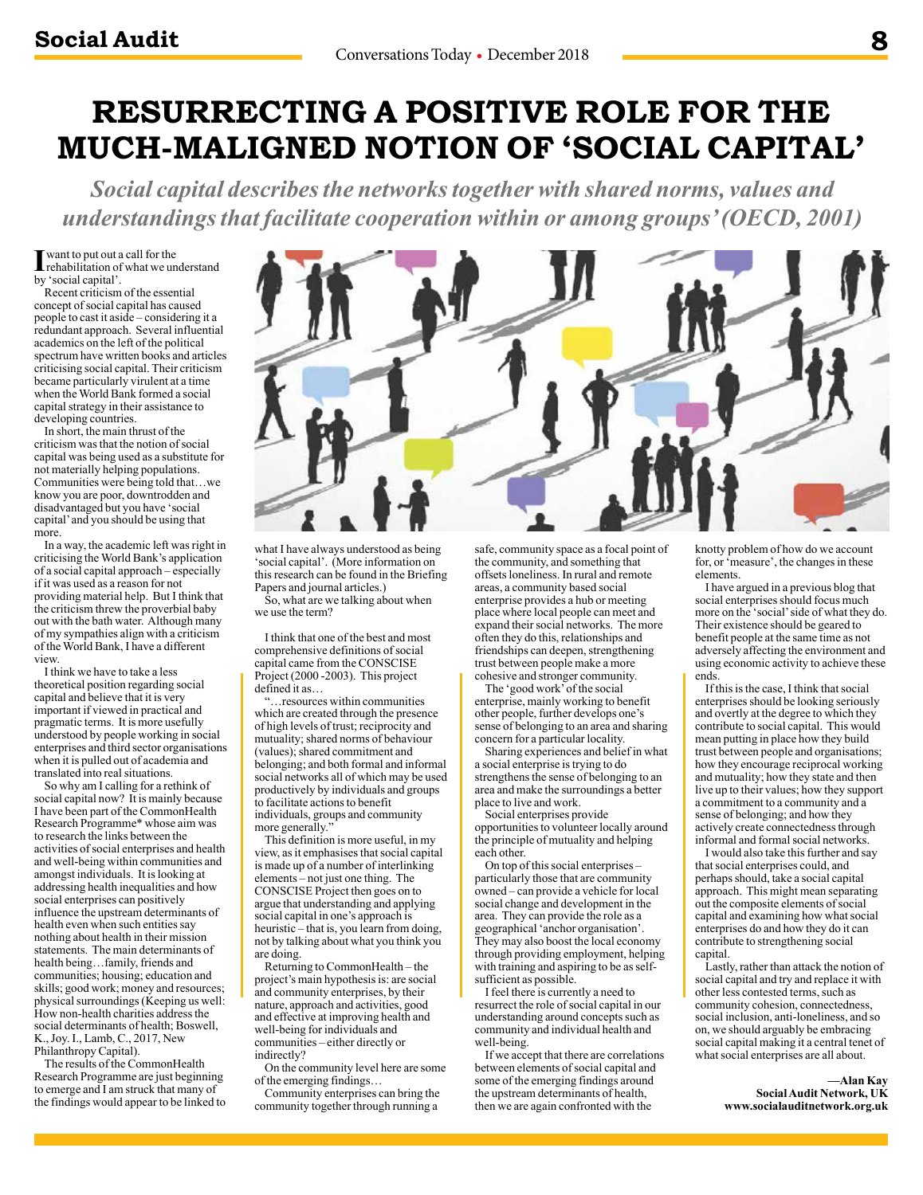# RESURRECTING A POSITIVE ROLE FOR THE MUCH-MALIGNED NOTION OF 'SOCIAL CAPITAL'

***Social capital describes the networks together with shared norms, values and understandings that facilitate cooperation within or among groups' (OECD, 2001)***

I want to put out a call for the rehabilitation of what we understand by 'social capital'.

Recent criticism of the essential concept of social capital has caused people to cast it aside – considering it a redundant approach. Several influential academics on the left of the political spectrum have written books and articles criticising social capital. Their criticism became particularly virulent at a time when the World Bank formed a social capital strategy in their assistance to developing countries.

In short, the main thrust of the criticism was that the notion of social capital was being used as a substitute for not materially helping populations. Communities were being told that…we know you are poor, downtrodden and disadvantaged but you have 'social capital' and you should be using that more.

In a way, the academic left was right in criticising the World Bank's application of a social capital approach – especially if it was used as a reason for not providing material help. But I think that the criticism threw the proverbial baby out with the bath water. Although many of my sympathies align with a criticism of the World Bank, I have a different view.

I think we have to take a less theoretical position regarding social capital and believe that it is very important if viewed in practical and pragmatic terms. It is more usefully understood by people working in social enterprises and third sector organisations when it is pulled out of academia and translated into real situations.

So why am I calling for a rethink of social capital now? It is mainly because I have been part of the CommonHealth Research Programme* whose aim was to research the links between the activities of social enterprises and health and well-being within communities and amongst individuals. It is looking at addressing health inequalities and how social enterprises can positively influence the upstream determinants of health even when such entities say nothing about health in their mission statements. The main determinants of health being…family, friends and communities; housing; education and skills; good work; money and resources; physical surroundings (Keeping us well: How non-health charities address the social determinants of health; Boswell, K., Joy. I., Lamb, C., 2017, New Philanthropy Capital).

The results of the CommonHealth Research Programme are just beginning to emerge and I am struck that many of the findings would appear to be linked to what I have always understood as being 'social capital'. (More information on this research can be found in the Briefing Papers and journal articles.)

So, what are we talking about when we use the term?

I think that one of the best and most comprehensive definitions of social capital came from the CONSCISE Project (2000 -2003). This project defined it as…

"…resources within communities which are created through the presence of high levels of trust; reciprocity and mutuality; shared norms of behaviour (values); shared commitment and belonging; and both formal and informal social networks all of which may be used productively by individuals and groups to facilitate actions to benefit individuals, groups and community more generally."

This definition is more useful, in my view, as it emphasises that social capital is made up of a number of interlinking elements – not just one thing. The CONSCISE Project then goes on to argue that understanding and applying social capital in one's approach is heuristic – that is, you learn from doing, not by talking about what you think you are doing.

Returning to CommonHealth – the project's main hypothesis is: are social and community enterprises, by their nature, approach and activities, good and effective at improving health and well-being for individuals and communities – either directly or indirectly?

On the community level here are some of the emerging findings…

Community enterprises can bring the community together through running a safe, community space as a focal point of the community, and something that offsets loneliness. In rural and remote areas, a community based social enterprise provides a hub or meeting place where local people can meet and expand their social networks. The more often they do this, relationships and friendships can deepen, strengthening trust between people make a more cohesive and stronger community.

The 'good work' of the social enterprise, mainly working to benefit other people, further develops one's sense of belonging to an area and sharing concern for a particular locality.

Sharing experiences and belief in what a social enterprise is trying to do strengthens the sense of belonging to an area and make the surroundings a better place to live and work.

Social enterprises provide opportunities to volunteer locally around the principle of mutuality and helping each other.

On top of this social enterprises – particularly those that are community owned – can provide a vehicle for local social change and development in the area. They can provide the role as a geographical 'anchor organisation'. They may also boost the local economy through providing employment, helping with training and aspiring to be as self-sufficient as possible.

I feel there is currently a need to resurrect the role of social capital in our understanding around concepts such as community and individual health and well-being.

If we accept that there are correlations between elements of social capital and some of the emerging findings around the upstream determinants of health, then we are again confronted with the knotty problem of how do we account for, or 'measure', the changes in these elements.

I have argued in a previous blog that social enterprises should focus much more on the 'social' side of what they do. Their existence should be geared to benefit people at the same time as not adversely affecting the environment and using economic activity to achieve these ends.

If this is the case, I think that social enterprises should be looking seriously and overtly at the degree to which they contribute to social capital. This would mean putting in place how they build trust between people and organisations; how they encourage reciprocal working and mutuality; how they state and then live up to their values; how they support a commitment to a community and a sense of belonging; and how they actively create connectedness through informal and formal social networks.

I would also take this further and say that social enterprises could, and perhaps should, take a social capital approach. This might mean separating out the composite elements of social capital and examining how what social enterprises do and how they do it can contribute to strengthening social capital.

Lastly, rather than attack the notion of social capital and try and replace it with other less contested terms, such as community cohesion, connectedness, social inclusion, anti-loneliness, and so on, we should arguably be embracing social capital making it a central tenet of what social enterprises are all about.

**—Alan Kay**
**Social Audit Network, UK**
**www.socialauditnetwork.org.uk**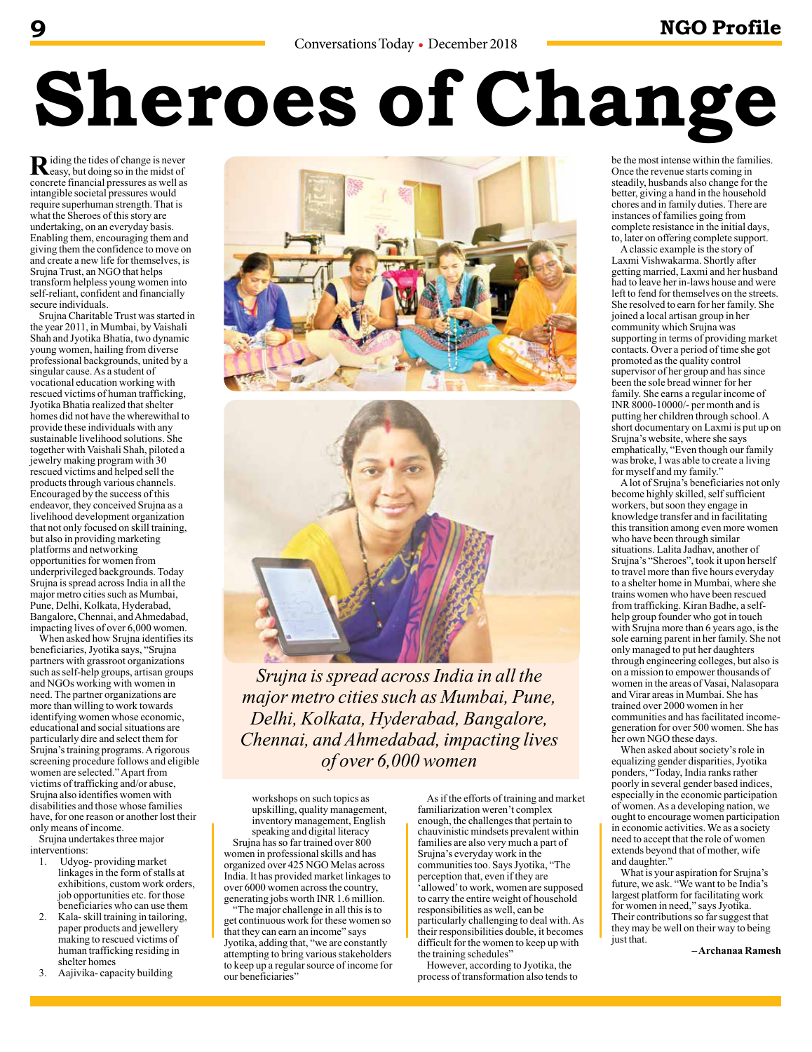# Sheroes of Change

Riding the tides of change is never easy, but doing so in the midst of concrete financial pressures as well as intangible societal pressures would require superhuman strength. That is what the Sheroes of this story are undertaking, on an everyday basis. Enabling them, encouraging them and giving them the confidence to move on and create a new life for themselves, is Srujna Trust, an NGO that helps transform helpless young women into self-reliant, confident and financially secure individuals.

Srujna Charitable Trust was started in the year 2011, in Mumbai, by Vaishali Shah and Jyotika Bhatia, two dynamic young women, hailing from diverse professional backgrounds, united by a singular cause. As a student of vocational education working with rescued victims of human trafficking, Jyotika Bhatia realized that shelter homes did not have the wherewithal to provide these individuals with any sustainable livelihood solutions. She together with Vaishali Shah, piloted a jewelry making program with 30 rescued victims and helped sell the products through various channels. Encouraged by the success of this endeavor, they conceived Srujna as a livelihood development organization that not only focused on skill training, but also in providing marketing platforms and networking opportunities for women from underprivileged backgrounds. Today Srujna is spread across India in all the major metro cities such as Mumbai, Pune, Delhi, Kolkata, Hyderabad, Bangalore, Chennai, and Ahmedabad, impacting lives of over 6,000 women.

When asked how Srujna identifies its beneficiaries, Jyotika says, "Srujna partners with grassroot organizations such as self-help groups, artisan groups and NGOs working with women in need. The partner organizations are more than willing to work towards identifying women whose economic, educational and social situations are particularly dire and select them for Srujna's training programs. A rigorous screening procedure follows and eligible women are selected." Apart from victims of trafficking and/or abuse, Srujna also identifies women with disabilities and those whose families have, for one reason or another lost their only means of income.

Srujna undertakes three major interventions:

1. Udyog- providing market linkages in the form of stalls at exhibitions, custom work orders, job opportunities etc. for those beneficiaries who can use them
2. Kala- skill training in tailoring, paper products and jewellery making to rescued victims of human trafficking residing in shelter homes
3. Aajivika- capacity building workshops on such topics as upskilling, quality management, inventory management, English speaking and digital literacy

*Srujna is spread across India in all the major metro cities such as Mumbai, Pune, Delhi, Kolkata, Hyderabad, Bangalore, Chennai, and Ahmedabad, impacting lives of over 6,000 women*

Srujna has so far trained over 800 women in professional skills and has organized over 425 NGO Melas across India. It has provided market linkages to over 6000 women across the country, generating jobs worth INR 1.6 million.

"The major challenge in all this is to get continuous work for these women so that they can earn an income" says Jyotika, adding that, "we are constantly attempting to bring various stakeholders to keep up a regular source of income for our beneficiaries"

As if the efforts of training and market familiarization weren't complex enough, the challenges that pertain to chauvinistic mindsets prevalent within families are also very much a part of Srujna's everyday work in the communities too. Says Jyotika, "The perception that, even if they are 'allowed' to work, women are supposed to carry the entire weight of household responsibilities as well, can be particularly challenging to deal with. As their responsibilities double, it becomes difficult for the women to keep up with the training schedules"

However, according to Jyotika, the process of transformation also tends to be the most intense within the families. Once the revenue starts coming in steadily, husbands also change for the better, giving a hand in the household chores and in family duties. There are instances of families going from complete resistance in the initial days, to, later on offering complete support.

A classic example is the story of Laxmi Vishwakarma. Shortly after getting married, Laxmi and her husband had to leave her in-laws house and were left to fend for themselves on the streets. She resolved to earn for her family. She joined a local artisan group in her community which Srujna was supporting in terms of providing market contacts. Over a period of time she got promoted as the quality control supervisor of her group and has since been the sole bread winner for her family. She earns a regular income of INR 8000-10000/- per month and is putting her children through school. A short documentary on Laxmi is put up on Srujna's website, where she says emphatically, "Even though our family was broke, I was able to create a living for myself and my family."

A lot of Srujna's beneficiaries not only become highly skilled, self sufficient workers, but soon they engage in knowledge transfer and in facilitating this transition among even more women who have been through similar situations. Lalita Jadhav, another of Srujna's "Sheroes", took it upon herself to travel more than five hours everyday to a shelter home in Mumbai, where she trains women who have been rescued from trafficking. Kiran Badhe, a self-help group founder who got in touch with Srujna more than 6 years ago, is the sole earning parent in her family. She not only managed to put her daughters through engineering colleges, but also is on a mission to empower thousands of women in the areas of Vasai, Nalasopara and Virar areas in Mumbai. She has trained over 2000 women in her communities and has facilitated income-generation for over 500 women. She has her own NGO these days.

When asked about society's role in equalizing gender disparities, Jyotika ponders, "Today, India ranks rather poorly in several gender based indices, especially in the economic participation of women. As a developing nation, we ought to encourage women participation in economic activities. We as a society need to accept that the role of women extends beyond that of mother, wife and daughter."

What is your aspiration for Srujna's future, we ask. "We want to be India's largest platform for facilitating work for women in need," says Jyotika. Their contributions so far suggest that they may be well on their way to being just that.

– **Archanaa Ramesh**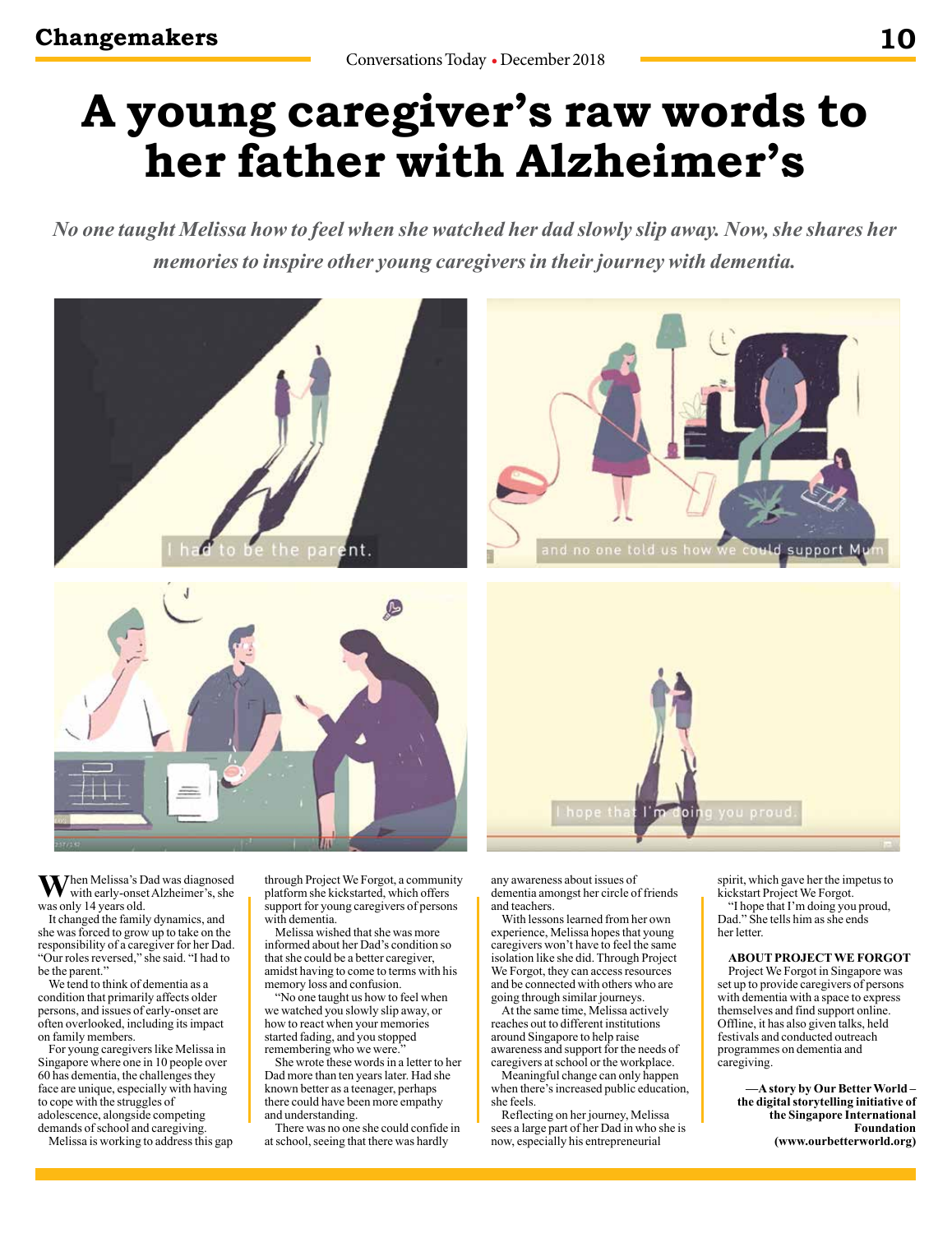# A young caregiver's raw words to her father with Alzheimer's

*No one taught Melissa how to feel when she watched her dad slowly slip away. Now, she shares her memories to inspire other young caregivers in their journey with dementia.*

When Melissa's Dad was diagnosed with early-onset Alzheimer's, she was only 14 years old.

It changed the family dynamics, and she was forced to grow up to take on the responsibility of a caregiver for her Dad. "Our roles reversed," she said. "I had to be the parent."

We tend to think of dementia as a condition that primarily affects older persons, and issues of early-onset are often overlooked, including its impact on family members.

For young caregivers like Melissa in Singapore where one in 10 people over 60 has dementia, the challenges they face are unique, especially with having to cope with the struggles of adolescence, alongside competing demands of school and caregiving.

Melissa is working to address this gap through Project We Forgot, a community platform she kickstarted, which offers support for young caregivers of persons with dementia.

Melissa wished that she was more informed about her Dad's condition so that she could be a better caregiver, amidst having to come to terms with his memory loss and confusion.

"No one taught us how to feel when we watched you slowly slip away, or how to react when your memories started fading, and you stopped remembering who we were."

She wrote these words in a letter to her Dad more than ten years later. Had she known better as a teenager, perhaps there could have been more empathy and understanding.

There was no one she could confide in at school, seeing that there was hardly any awareness about issues of dementia amongst her circle of friends and teachers.

With lessons learned from her own experience, Melissa hopes that young caregivers won't have to feel the same isolation like she did. Through Project We Forgot, they can access resources and be connected with others who are going through similar journeys.

At the same time, Melissa actively reaches out to different institutions around Singapore to help raise awareness and support for the needs of caregivers at school or the workplace.

Meaningful change can only happen when there's increased public education, she feels.

Reflecting on her journey, Melissa sees a large part of her Dad in who she is now, especially his entrepreneurial spirit, which gave her the impetus to kickstart Project We Forgot.

"I hope that I'm doing you proud, Dad." She tells him as she ends her letter.

**ABOUT PROJECT WE FORGOT**

Project We Forgot in Singapore was set up to provide caregivers of persons with dementia with a space to express themselves and find support online. Offline, it has also given talks, held festivals and conducted outreach programmes on dementia and caregiving.

**—A story by Our Better World – the digital storytelling initiative of the Singapore International Foundation (www.ourbetterworld.org)**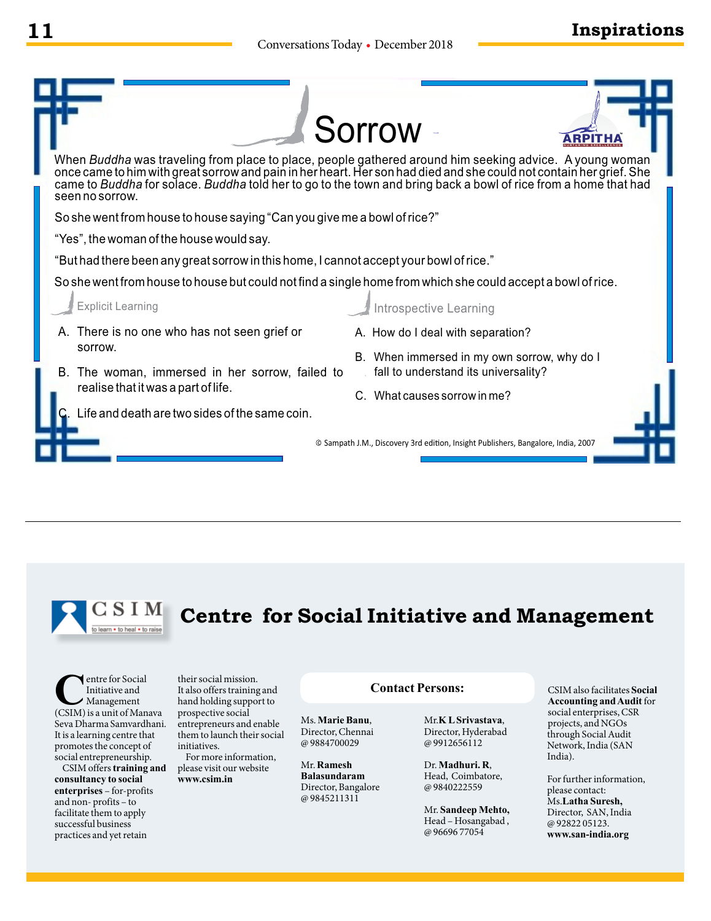# Sorrow

When *Buddha* was traveling from place to place, people gathered around him seeking advice. A young woman once came to him with great sorrow and pain in her heart. Her son had died and she could not contain her grief. She came to *Buddha* for solace. *Buddha* told her to go to the town and bring back a bowl of rice from a home that had seen no sorrow.

So she went from house to house saying "Can you give me a bowl of rice?"

"Yes", the woman of the house would say.

"But had there been any great sorrow in this home, I cannot accept your bowl of rice."

So she went from house to house but could not find a single home from which she could accept a bowl of rice.

### Explicit Learning

A. There is no one who has not seen grief or sorrow.

B. The woman, immersed in her sorrow, failed to realise that it was a part of life.

C. Life and death are two sides of the same coin.

### Introspective Learning

A. How do I deal with separation?

B. When immersed in my own sorrow, why do I fall to understand its universality?

C. What causes sorrow in me?

© Sampath J.M., Discovery 3rd edition, Insight Publishers, Bangalore, India, 2007

---

## Centre for Social Initiative and Management

CSIM — to learn • to heal • to raise

Centre for Social Initiative and Management (CSIM) is a unit of Manava Seva Dharma Samvardhani. It is a learning centre that promotes the concept of social entrepreneurship.

CSIM offers **training and consultancy to social enterprises** – for-profits and non- profits – to facilitate them to apply successful business practices and yet retain their social mission. It also offers training and hand holding support to prospective social entrepreneurs and enable them to launch their social initiatives.

For more information, please visit our website **www.csim.in**

**Contact Persons:**

Ms. **Marie Banu**, Director, Chennai @ 9884700029

Mr. **Ramesh Balasundaram** Director, Bangalore @ 9845211311

Mr.**K L Srivastava**, Director, Hyderabad @ 9912656112

Dr. **Madhuri. R**, Head, Coimbatore, @ 9840222559

Mr. **Sandeep Mehto,** Head – Hosangabad , @ 96696 77054

CSIM also facilitates **Social Accounting and Audit** for social enterprises, CSR projects, and NGOs through Social Audit Network, India (SAN India).

For further information, please contact: Ms.**Latha Suresh,** Director, SAN, India @ 92822 05123. **www.san-india.org**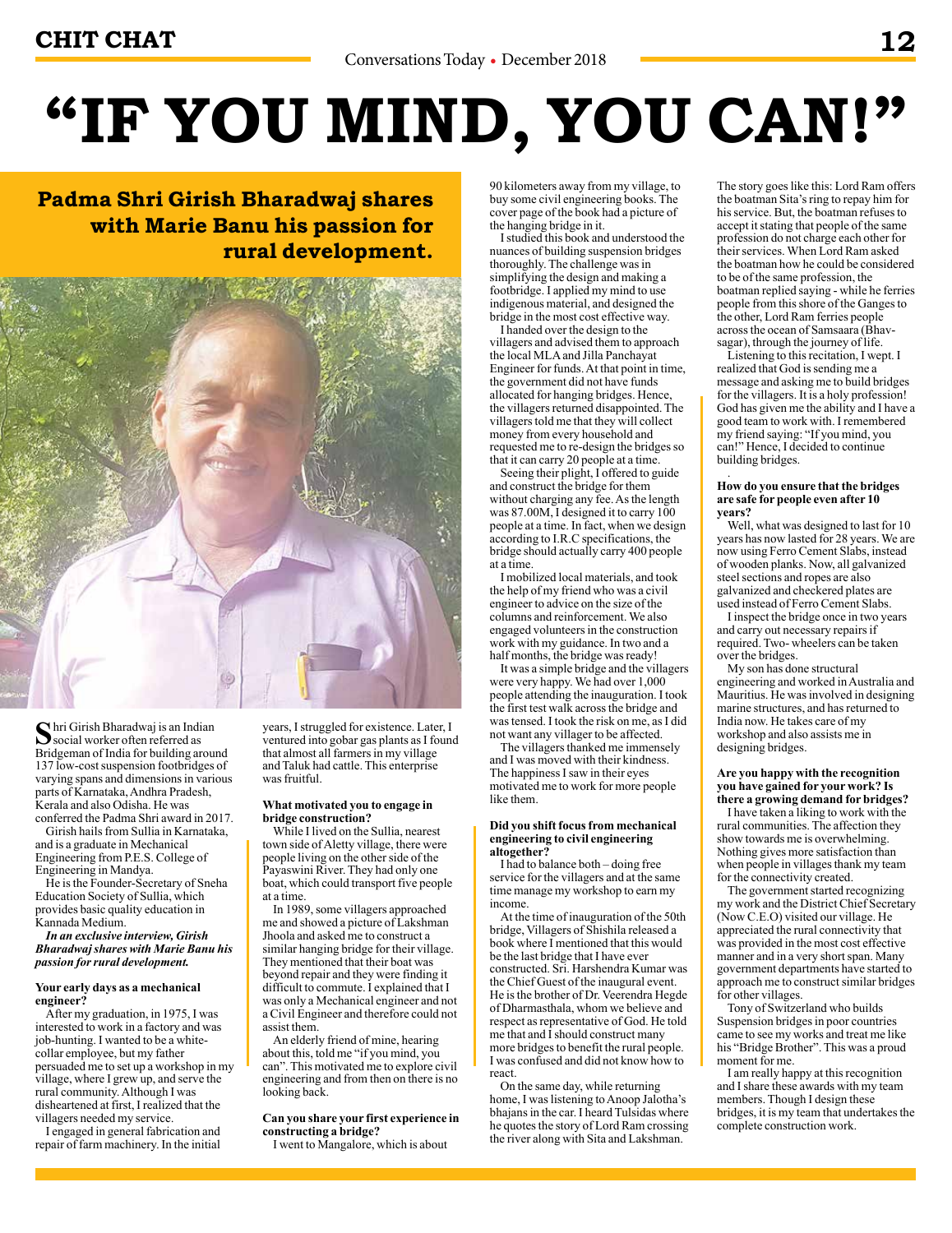# "IF YOU MIND, YOU CAN!"

## Padma Shri Girish Bharadwaj shares with Marie Banu his passion for rural development.

Shri Girish Bharadwaj is an Indian social worker often referred as Bridgeman of India for building around 137 low-cost suspension footbridges of varying spans and dimensions in various parts of Karnataka, Andhra Pradesh, Kerala and also Odisha. He was conferred the Padma Shri award in 2017.

Girish hails from Sullia in Karnataka, and is a graduate in Mechanical Engineering from P.E.S. College of Engineering in Mandya.

He is the Founder-Secretary of Sneha Education Society of Sullia, which provides basic quality education in Kannada Medium.

***In an exclusive interview, Girish Bharadwaj shares with Marie Banu his passion for rural development.***

**Your early days as a mechanical engineer?**

After my graduation, in 1975, I was interested to work in a factory and was job-hunting. I wanted to be a white-collar employee, but my father persuaded me to set up a workshop in my village, where I grew up, and serve the rural community. Although I was disheartened at first, I realized that the villagers needed my service.

I engaged in general fabrication and repair of farm machinery. In the initial years, I struggled for existence. Later, I ventured into gobar gas plants as I found that almost all farmers in my village and Taluk had cattle. This enterprise was fruitful.

**What motivated you to engage in bridge construction?**

While I lived on the Sullia, nearest town side of Aletty village, there were people living on the other side of the Payaswini River. They had only one boat, which could transport five people at a time.

In 1989, some villagers approached me and showed a picture of Lakshman Jhoola and asked me to construct a similar hanging bridge for their village. They mentioned that their boat was beyond repair and they were finding it difficult to commute. I explained that I was only a Mechanical engineer and not a Civil Engineer and therefore could not assist them.

An elderly friend of mine, hearing about this, told me "if you mind, you can". This motivated me to explore civil engineering and from then on there is no looking back.

**Can you share your first experience in constructing a bridge?**

I went to Mangalore, which is about 90 kilometers away from my village, to buy some civil engineering books. The cover page of the book had a picture of the hanging bridge in it.

I studied this book and understood the nuances of building suspension bridges thoroughly. The challenge was in simplifying the design and making a footbridge. I applied my mind to use indigenous material, and designed the bridge in the most cost effective way.

I handed over the design to the villagers and advised them to approach the local MLA and Jilla Panchayat Engineer for funds. At that point in time, the government did not have funds allocated for hanging bridges. Hence, the villagers returned disappointed. The villagers told me that they will collect money from every household and requested me to re-design the bridges so that it can carry 20 people at a time.

Seeing their plight, I offered to guide and construct the bridge for them without charging any fee. As the length was 87.00M, I designed it to carry 100 people at a time. In fact, when we design according to I.R.C specifications, the bridge should actually carry 400 people at a time.

I mobilized local materials, and took the help of my friend who was a civil engineer to advice on the size of the columns and reinforcement. We also engaged volunteers in the construction work with my guidance. In two and a half months, the bridge was ready!

It was a simple bridge and the villagers were very happy. We had over 1,000 people attending the inauguration. I took the first test walk across the bridge and was tensed. I took the risk on me, as I did not want any villager to be affected.

The villagers thanked me immensely and I was moved with their kindness. The happiness I saw in their eyes motivated me to work for more people like them.

**Did you shift focus from mechanical engineering to civil engineering altogether?**

I had to balance both – doing free service for the villagers and at the same time manage my workshop to earn my income.

At the time of inauguration of the 50th bridge, Villagers of Shishila released a book where I mentioned that this would be the last bridge that I have ever constructed. Sri. Harshendra Kumar was the Chief Guest of the inaugural event. He is the brother of Dr. Veerendra Hegde of Dharmasthala, whom we believe and respect as representative of God. He told me that and I should construct many more bridges to benefit the rural people. I was confused and did not know how to react.

On the same day, while returning home, I was listening to Anoop Jalotha's bhajans in the car. I heard Tulsidas where he quotes the story of Lord Ram crossing the river along with Sita and Lakshman.

The story goes like this: Lord Ram offers the boatman Sita's ring to repay him for his service. But, the boatman refuses to accept it stating that people of the same profession do not charge each other for their services. When Lord Ram asked the boatman how he could be considered to be of the same profession, the boatman replied saying - while he ferries people from this shore of the Ganges to the other, Lord Ram ferries people across the ocean of Samsaara (Bhav-sagar), through the journey of life.

Listening to this recitation, I wept. I realized that God is sending me a message and asking me to build bridges for the villagers. It is a holy profession! God has given me the ability and I have a good team to work with. I remembered my friend saying: "If you mind, you can!" Hence, I decided to continue building bridges.

**How do you ensure that the bridges are safe for people even after 10 years?**

Well, what was designed to last for 10 years has now lasted for 28 years. We are now using Ferro Cement Slabs, instead of wooden planks. Now, all galvanized steel sections and ropes are also galvanized and checkered plates are used instead of Ferro Cement Slabs.

I inspect the bridge once in two years and carry out necessary repairs if required. Two- wheelers can be taken over the bridges.

My son has done structural engineering and worked in Australia and Mauritius. He was involved in designing marine structures, and has returned to India now. He takes care of my workshop and also assists me in designing bridges.

**Are you happy with the recognition you have gained for your work? Is there a growing demand for bridges?**

I have taken a liking to work with the rural communities. The affection they show towards me is overwhelming. Nothing gives more satisfaction than when people in villages thank my team for the connectivity created.

The government started recognizing my work and the District Chief Secretary (Now C.E.O) visited our village. He appreciated the rural connectivity that was provided in the most cost effective manner and in a very short span. Many government departments have started to approach me to construct similar bridges for other villages.

Tony of Switzerland who builds Suspension bridges in poor countries came to see my works and treat me like his "Bridge Brother". This was a proud moment for me.

I am really happy at this recognition and I share these awards with my team members. Though I design these bridges, it is my team that undertakes the complete construction work.